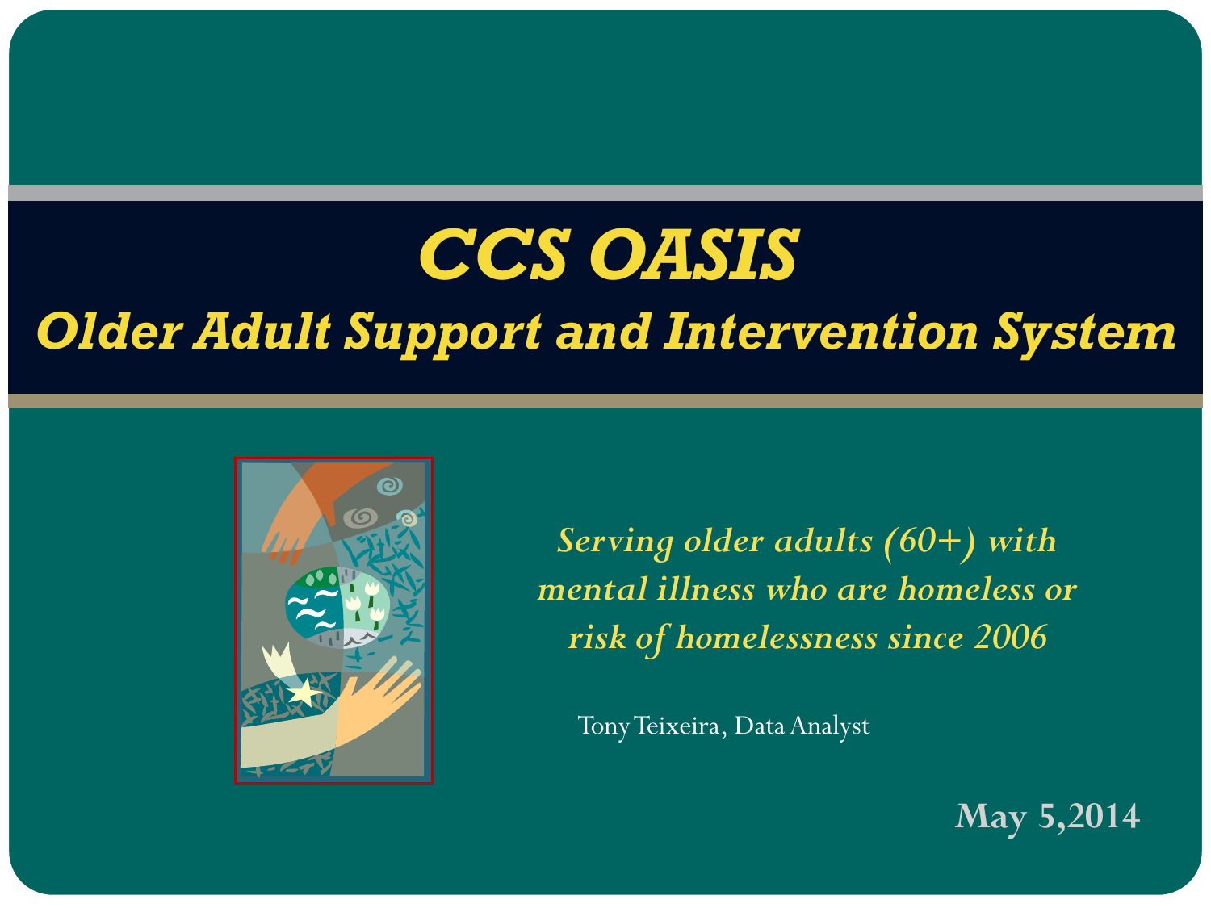# CCS OASIS

## Older Adult Support and Intervention System

*Serving older adults (60+) with mental illness who are homeless or risk of homelessness since 2006*

Tony Teixeira, Data Analyst

**May 5,2014**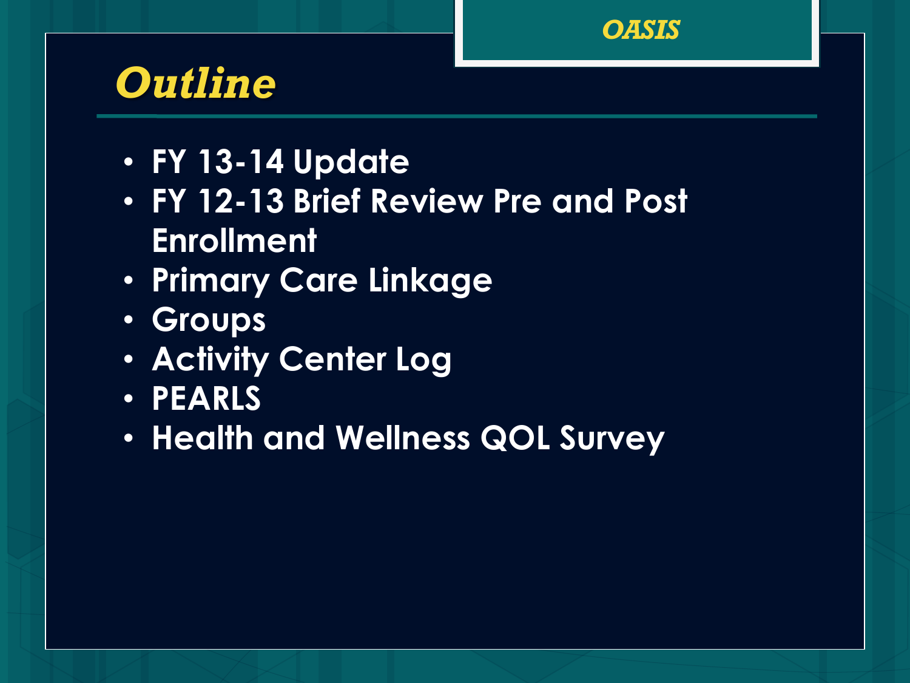# Outline

- FY 13-14 Update
- FY 12-13 Brief Review Pre and Post Enrollment
- Primary Care Linkage
- Groups
- Activity Center Log
- PEARLS
- Health and Wellness QOL Survey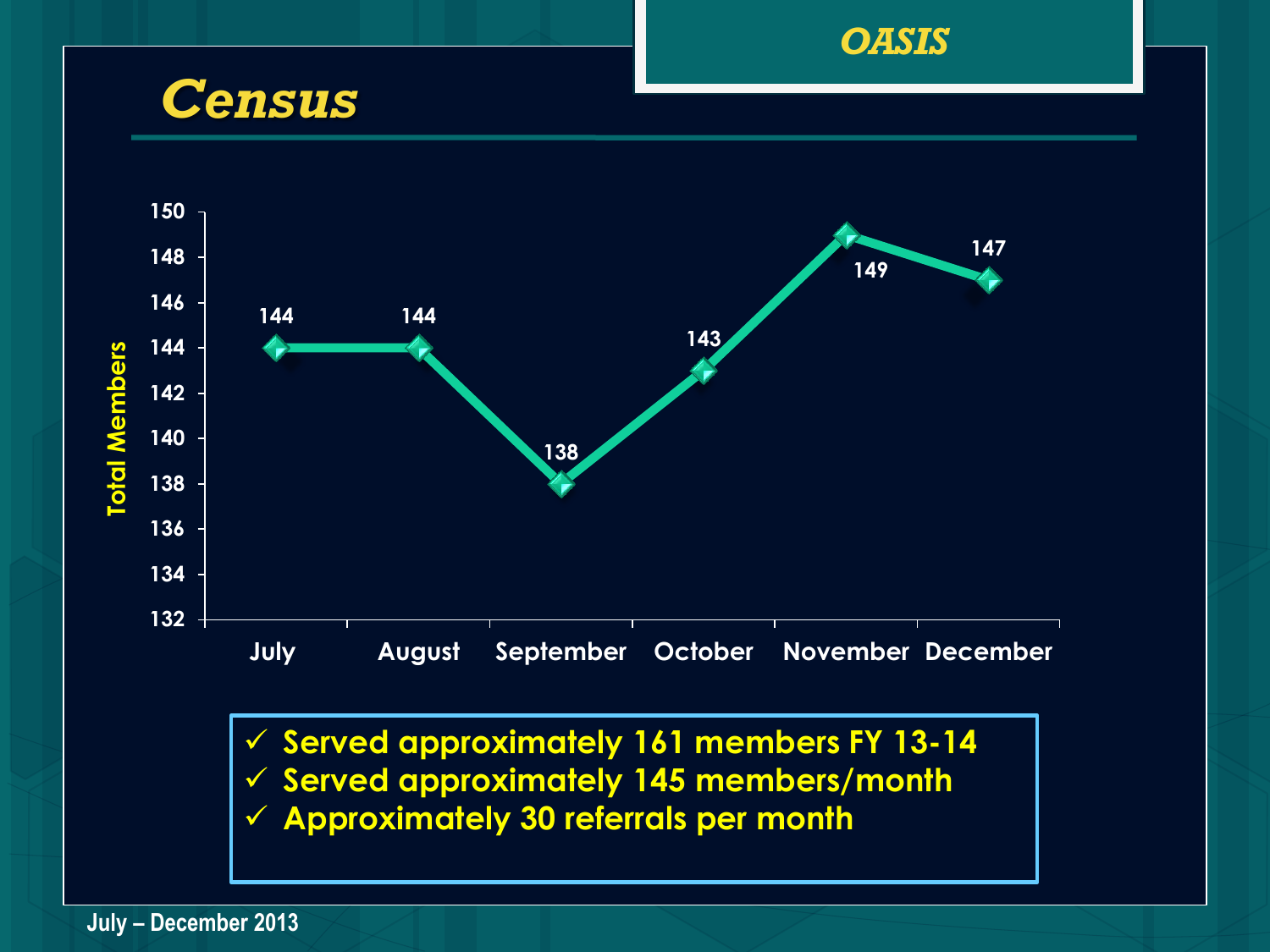OASIS

# Census

| Month | Total Members |
| --- | --- |
| July | 144 |
| August | 144 |
| September | 138 |
| October | 143 |
| November | 149 |
| December | 147 |

- ✓ Served approximately 161 members FY 13-14
- ✓ Served approximately 145 members/month
- ✓ Approximately 30 referrals per month

July – December 2013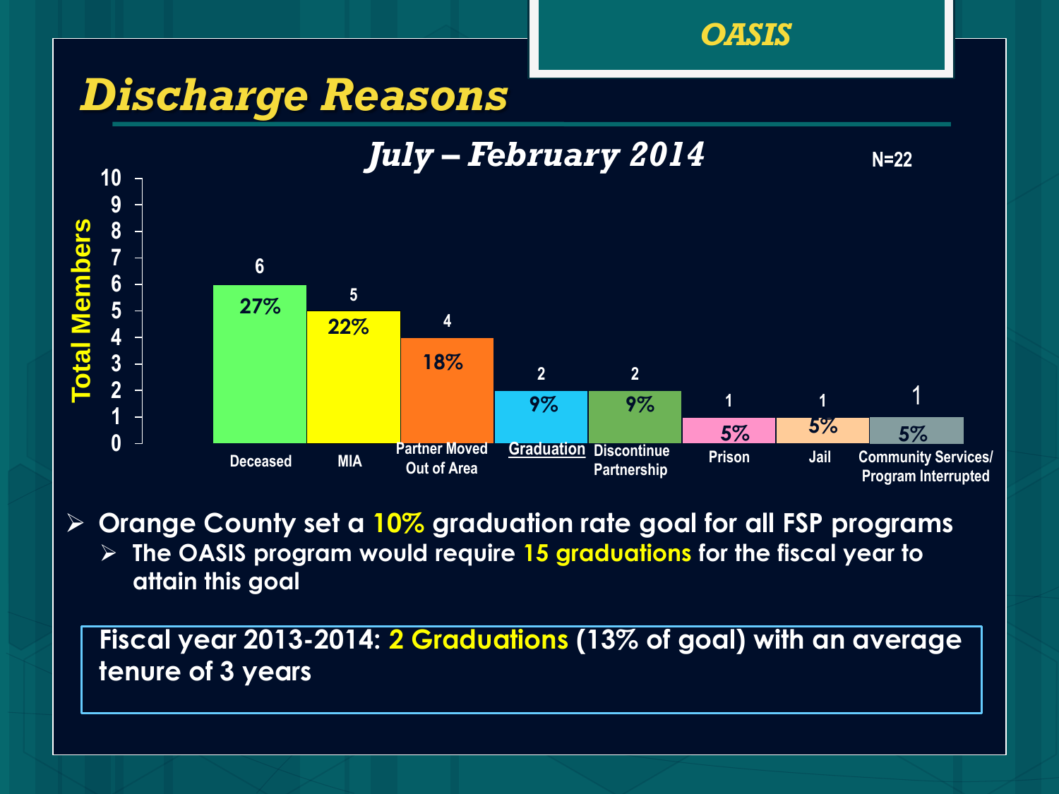OASIS

# Discharge Reasons

## July – February 2014

N=22

| Discharge Reason | Total Members | Percent |
|---|---|---|
| Deceased | 6 | 27% |
| MIA | 5 | 22% |
| Partner Moved Out of Area | 4 | 18% |
| Graduation | 2 | 9% |
| Discontinue Partnership | 2 | 9% |
| Prison | 1 | 5% |
| Jail | 1 | 5% |
| Community Services/ Program Interrupted | 1 | 5% |

- Orange County set a **10%** graduation rate goal for all FSP programs
  - The OASIS program would require **15 graduations** for the fiscal year to attain this goal

**Fiscal year 2013-2014: 2 Graduations (13% of goal) with an average tenure of 3 years**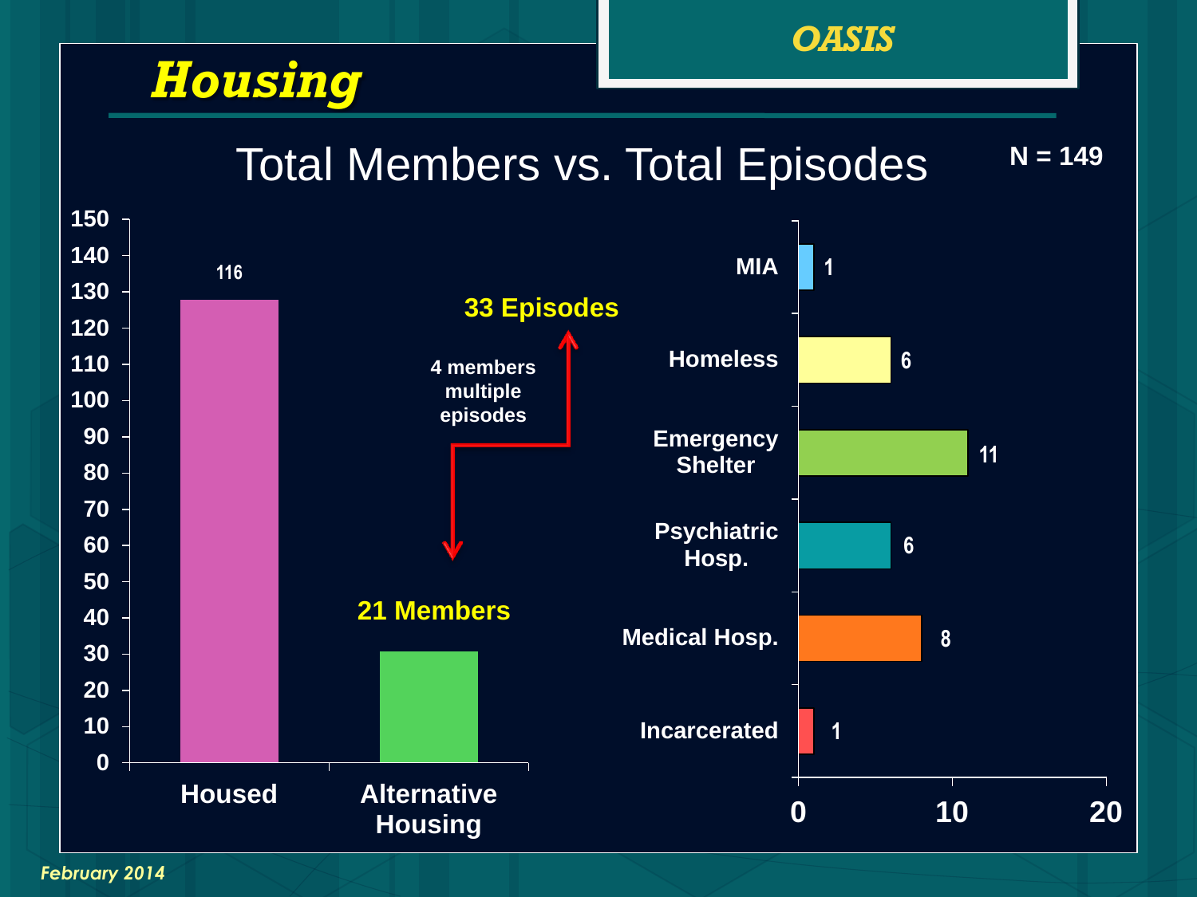# Housing

OASIS

## Total Members vs. Total Episodes

N = 149

| Category | Members |
|---|---|
| Housed | 116 |
| Alternative Housing | 21 Members |

4 members multiple episodes → 33 Episodes

| Episode Type | Count |
|---|---|
| MIA | 1 |
| Homeless | 6 |
| Emergency Shelter | 11 |
| Psychiatric Hosp. | 6 |
| Medical Hosp. | 8 |
| Incarcerated | 1 |

*February 2014*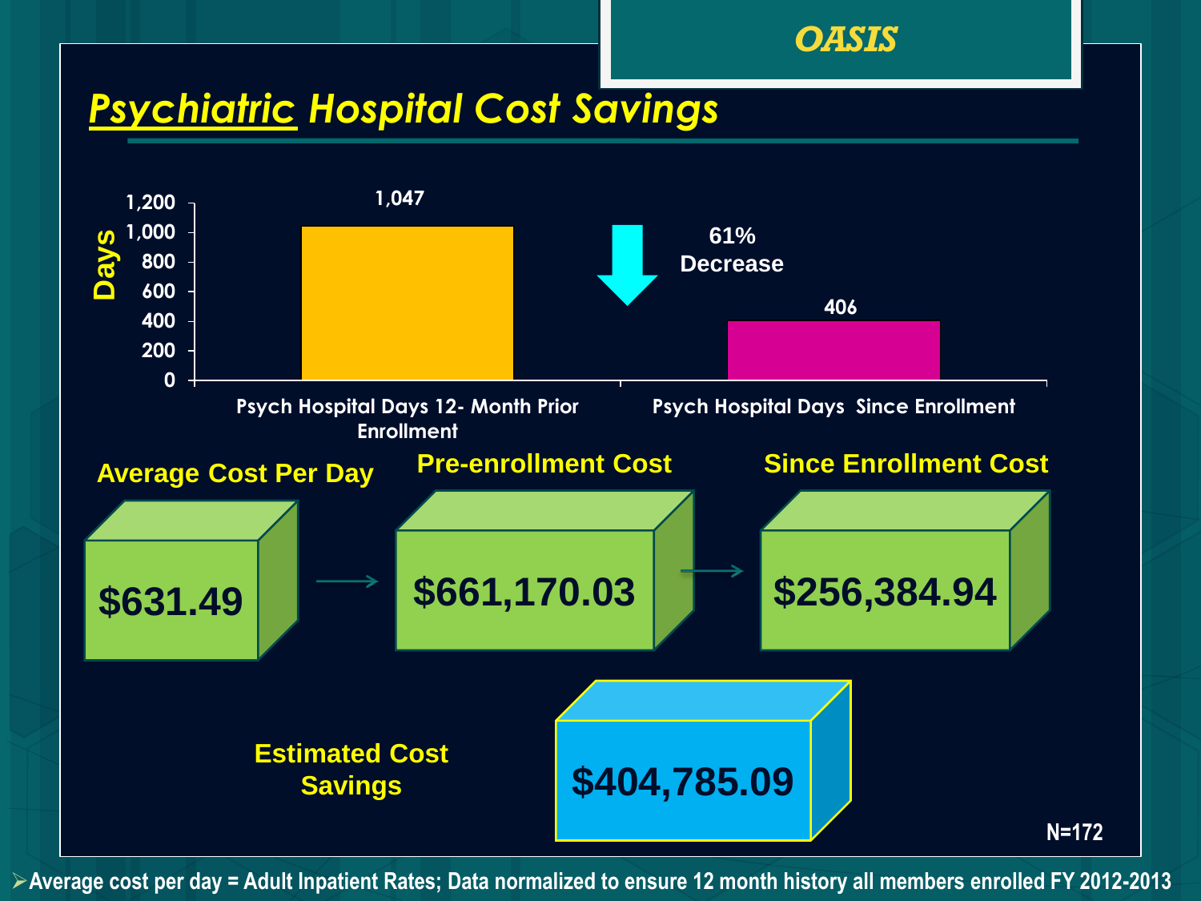OASIS

# *Psychiatric Hospital Cost Savings*

| | Days |
|---|---|
| Psych Hospital Days 12- Month Prior Enrollment | 1,047 |
| Psych Hospital Days Since Enrollment | 406 |

61% Decrease

| Average Cost Per Day | Pre-enrollment Cost | Since Enrollment Cost |
|---|---|---|
| $631.49 | $661,170.03 | $256,384.94 |

**Estimated Cost Savings**: $404,785.09

N=172

- Average cost per day = Adult Inpatient Rates; Data normalized to ensure 12 month history all members enrolled FY 2012-2013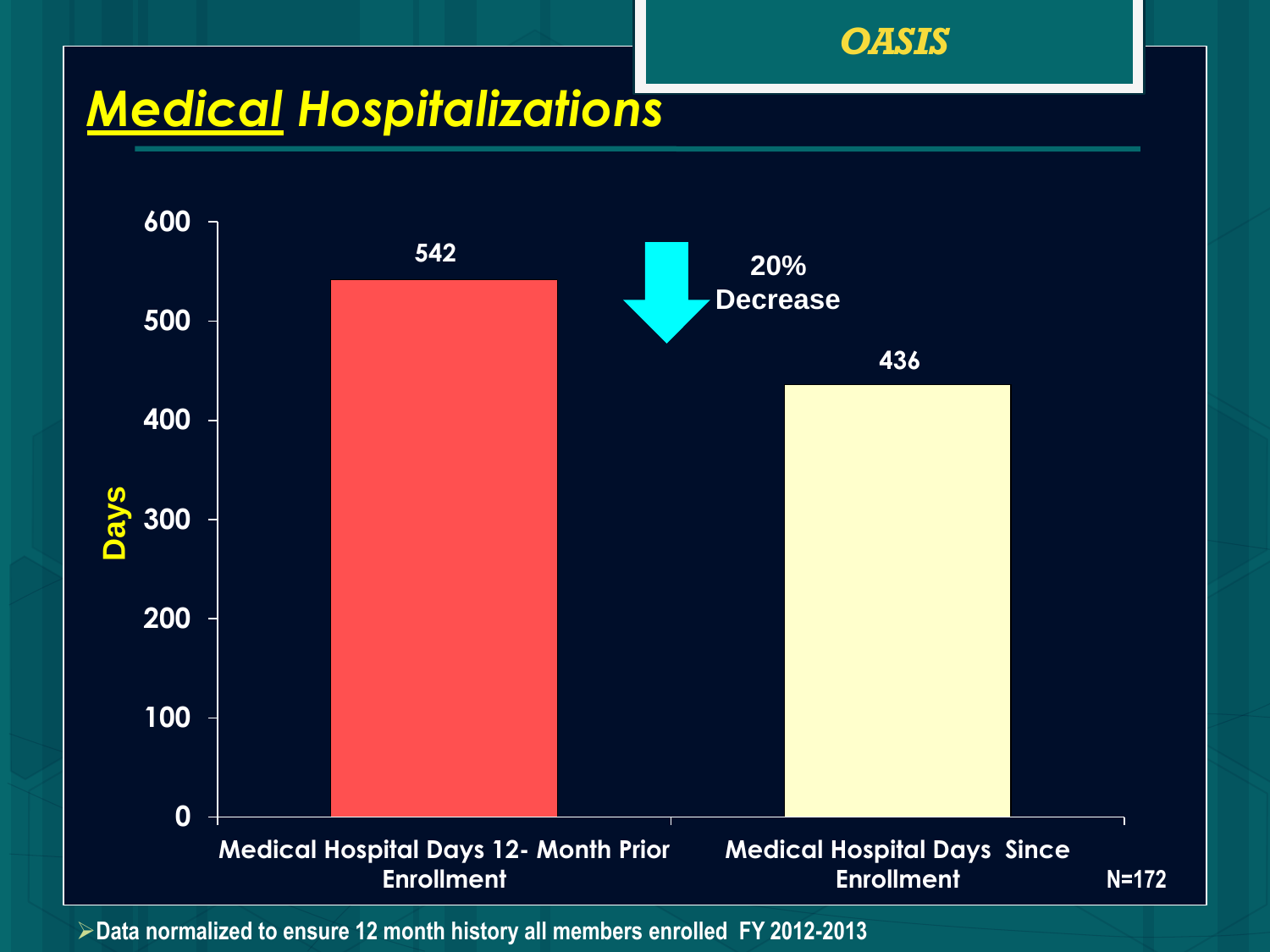OASIS

# Medical Hospitalizations

| | Days |
| --- | --- |
| Medical Hospital Days 12- Month Prior Enrollment | 542 |
| Medical Hospital Days Since Enrollment | 436 |

20% Decrease

N=172

- Data normalized to ensure 12 month history all members enrolled FY 2012-2013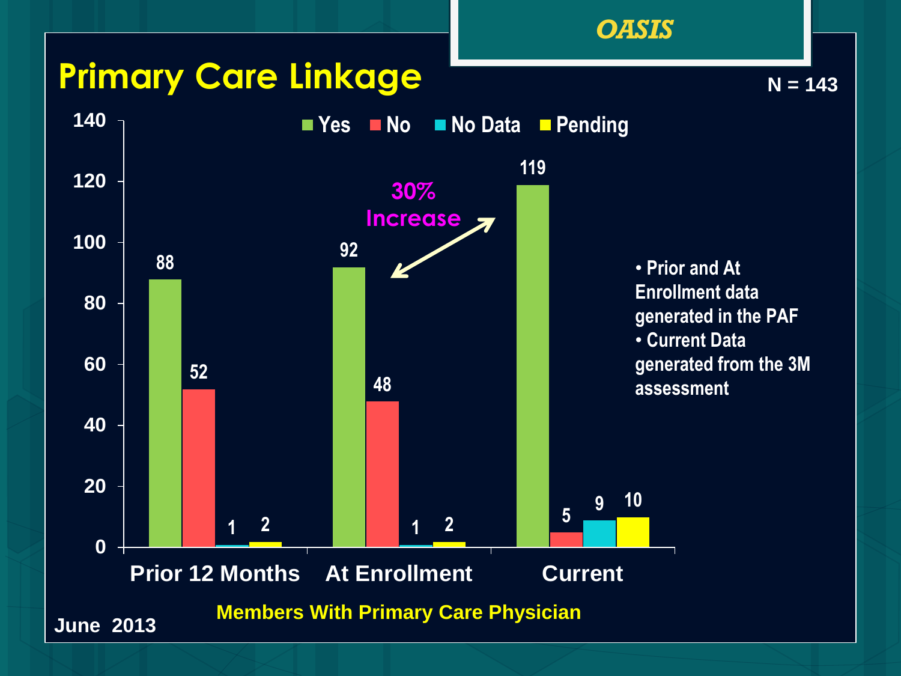# Primary Care Linkage

OASIS

N = 143

| | Yes | No | No Data | Pending |
|---|---|---|---|---|
| Prior 12 Months | 88 | 52 | 1 | 2 |
| At Enrollment | 92 | 48 | 1 | 2 |
| Current | 119 | 5 | 9 | 10 |

30% Increase

- Prior and At Enrollment data generated in the PAF
- Current Data generated from the 3M assessment

Members With Primary Care Physician

June 2013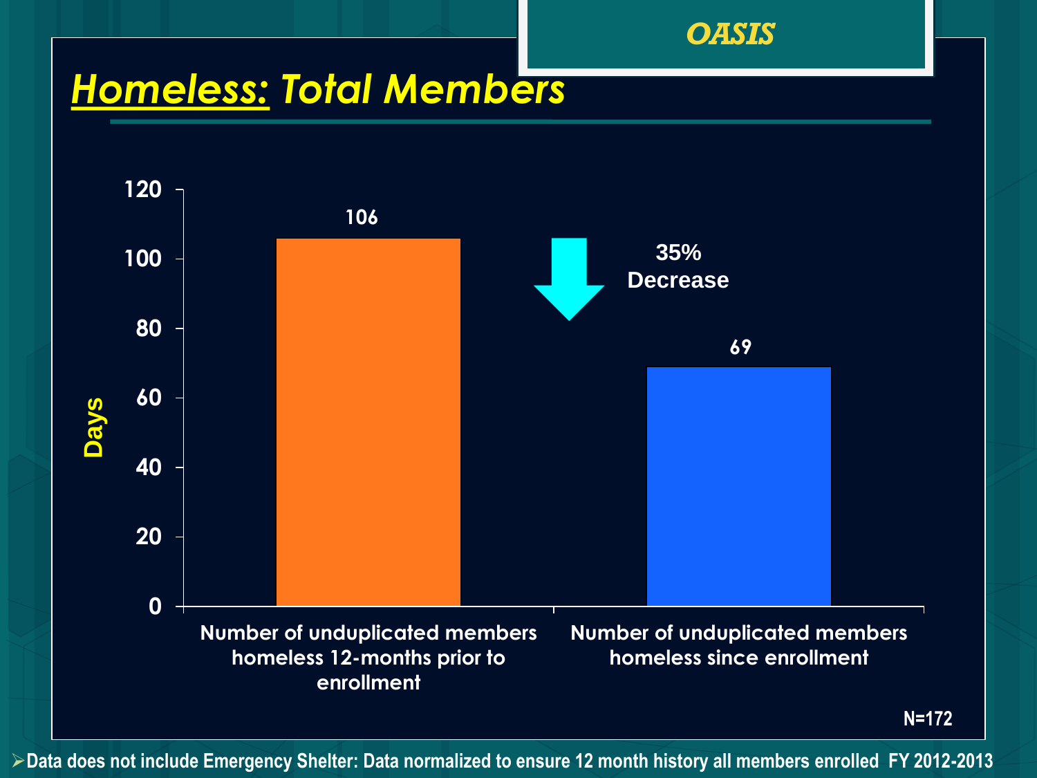OASIS

# Homeless: Total Members

| | Days |
|---|---|
| Number of unduplicated members homeless 12-months prior to enrollment | 106 |
| Number of unduplicated members homeless since enrollment | 69 |

35% Decrease

N=172

- Data does not include Emergency Shelter: Data normalized to ensure 12 month history all members enrolled FY 2012-2013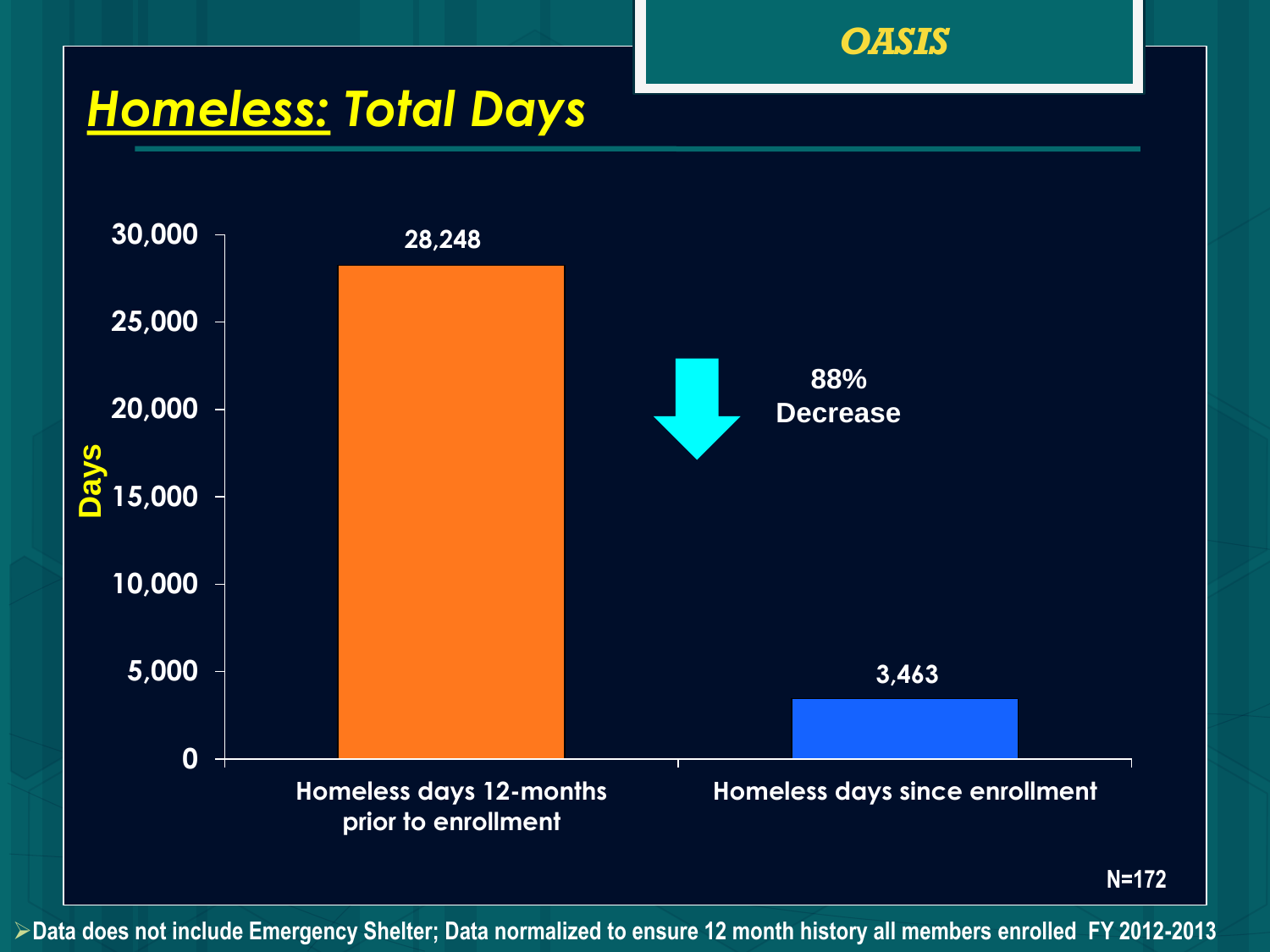OASIS

# Homeless: Total Days

| | Days |
|---|---|
| Homeless days 12-months prior to enrollment | 28,248 |
| Homeless days since enrollment | 3,463 |

88% Decrease

N=172

- Data does not include Emergency Shelter; Data normalized to ensure 12 month history all members enrolled FY 2012-2013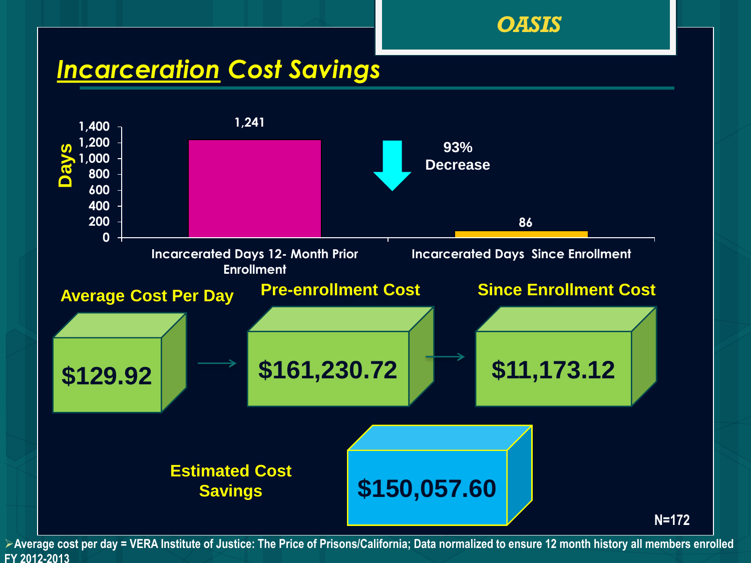# OASIS

## Incarceration Cost Savings

| | Days |
|---|---|
| Incarcerated Days 12- Month Prior Enrollment | 1,241 |
| Incarcerated Days Since Enrollment | 86 |

93% Decrease

| Average Cost Per Day | Pre-enrollment Cost | Since Enrollment Cost |
|---|---|---|
| $129.92 | $161,230.72 | $11,173.12 |

**Estimated Cost Savings:** $150,057.60

N=172

- Average cost per day = VERA Institute of Justice: The Price of Prisons/California; Data normalized to ensure 12 month history all members enrolled FY 2012-2013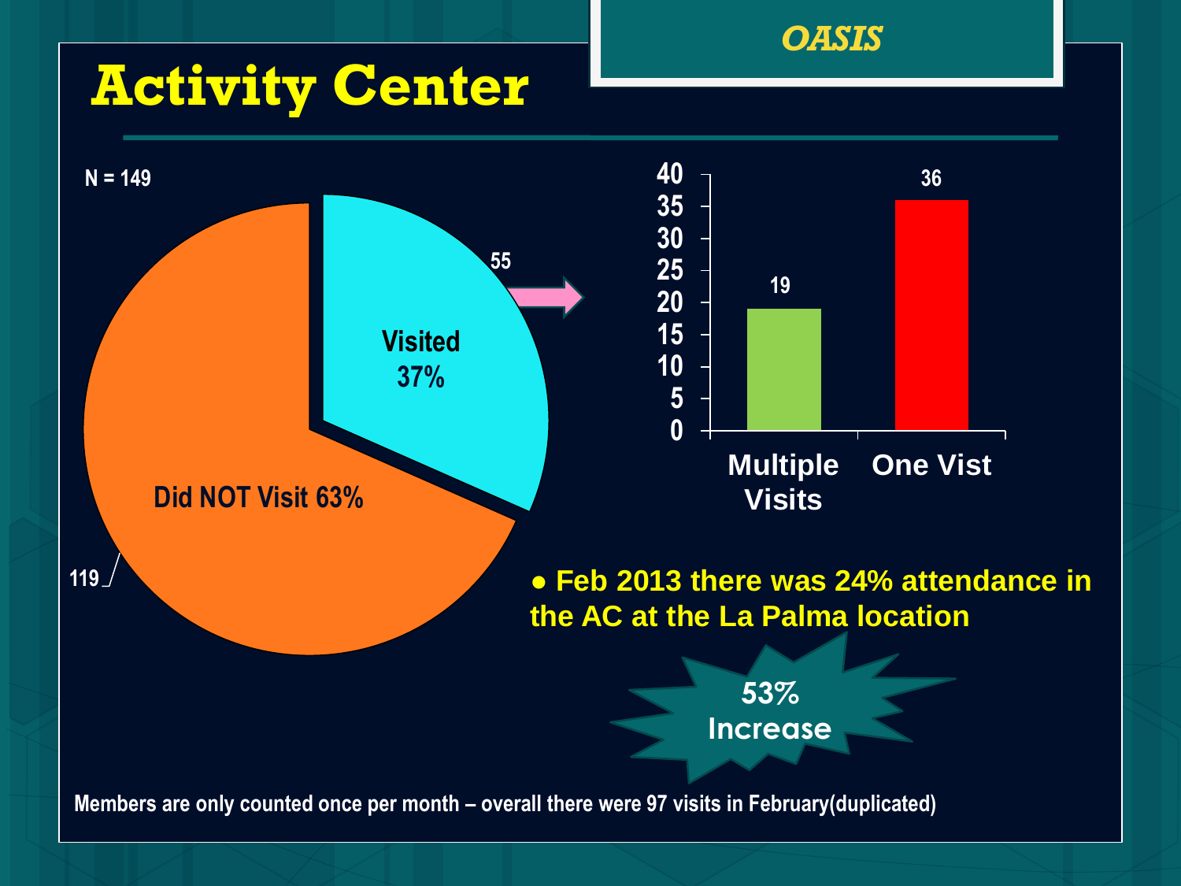# Activity Center

*OASIS*

N = 149

| | Count | Percent |
|---|---|---|
| Visited | 55 | 37% |
| Did NOT Visit | 119 | 63% |

| | Count |
|---|---|
| Multiple Visits | 19 |
| One Vist | 36 |

- Feb 2013 there was 24% attendance in the AC at the La Palma location

53% Increase

Members are only counted once per month – overall there were 97 visits in February(duplicated)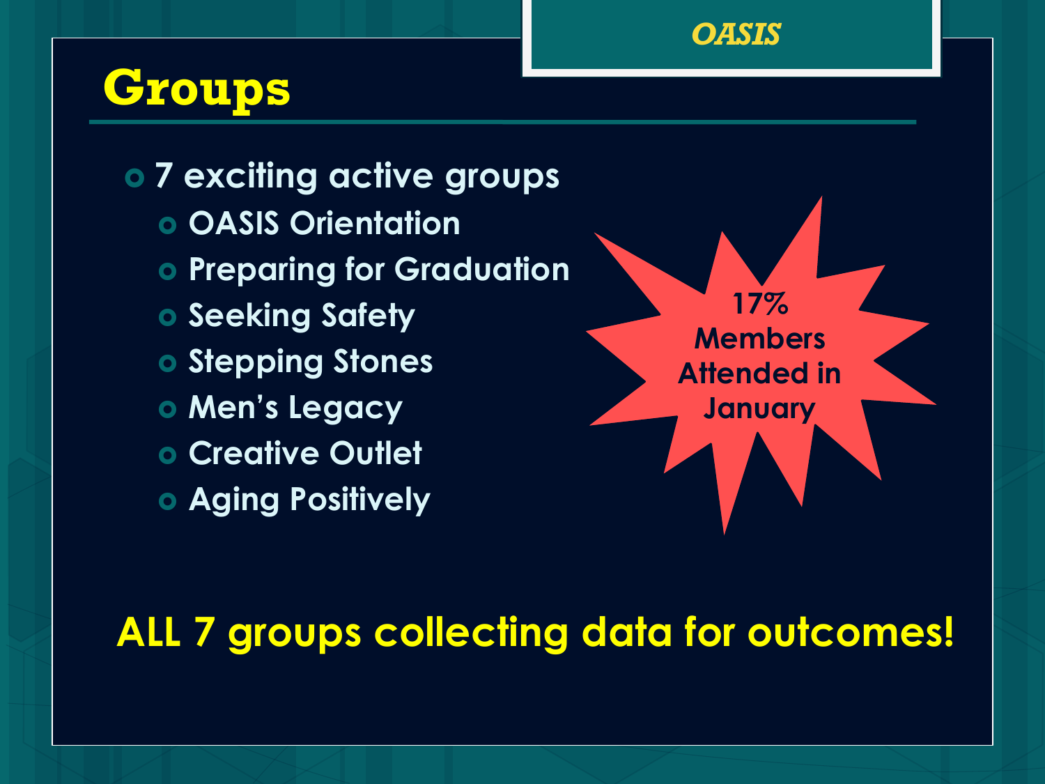OASIS

# Groups

- 7 exciting active groups
  - OASIS Orientation
  - Preparing for Graduation
  - Seeking Safety
  - Stepping Stones
  - Men's Legacy
  - Creative Outlet
  - Aging Positively

17% Members Attended in January

**ALL 7 groups collecting data for outcomes!**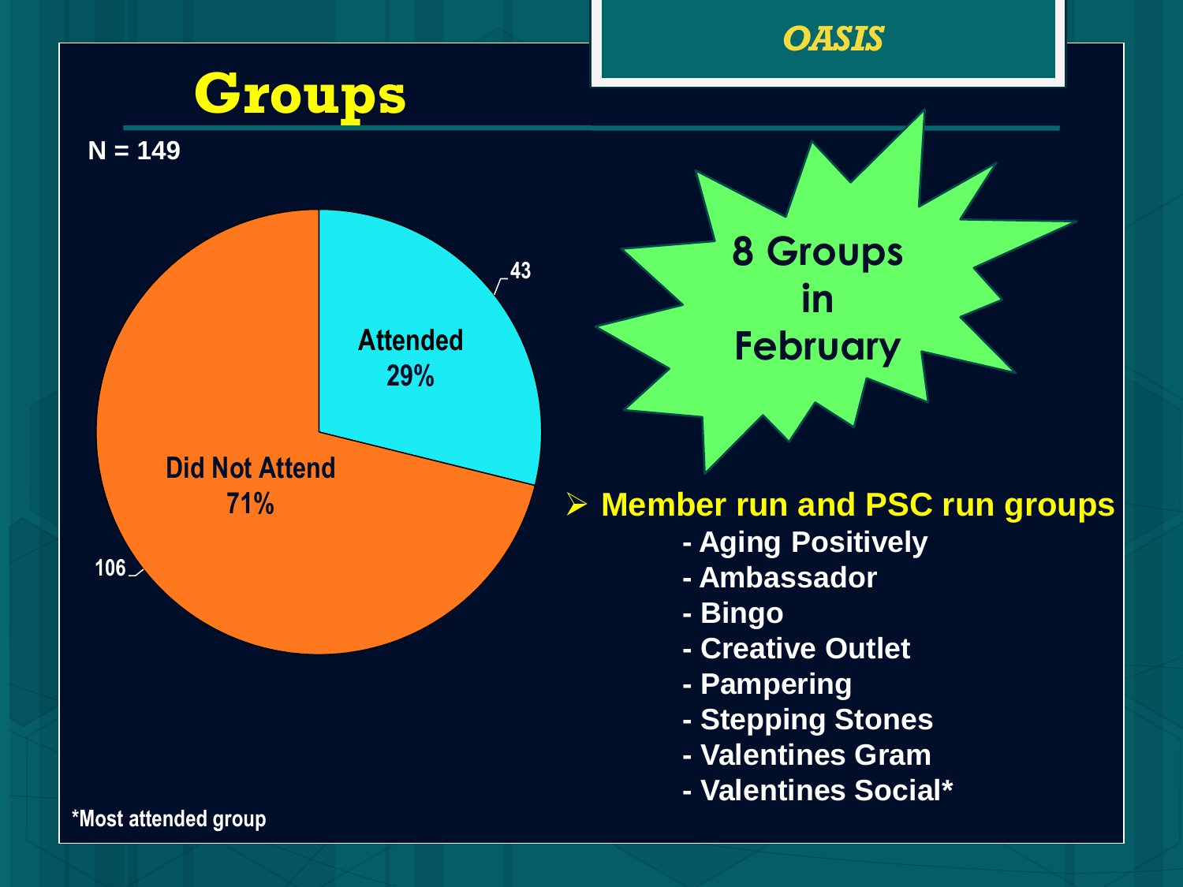# Groups

OASIS

N = 149

| Category | Count | Percent |
| --- | --- | --- |
| Attended | 43 | 29% |
| Did Not Attend | 106 | 71% |

**8 Groups in February**

- **Member run and PSC run groups**
  - Aging Positively
  - Ambassador
  - Bingo
  - Creative Outlet
  - Pampering
  - Stepping Stones
  - Valentines Gram
  - Valentines Social*

*Most attended group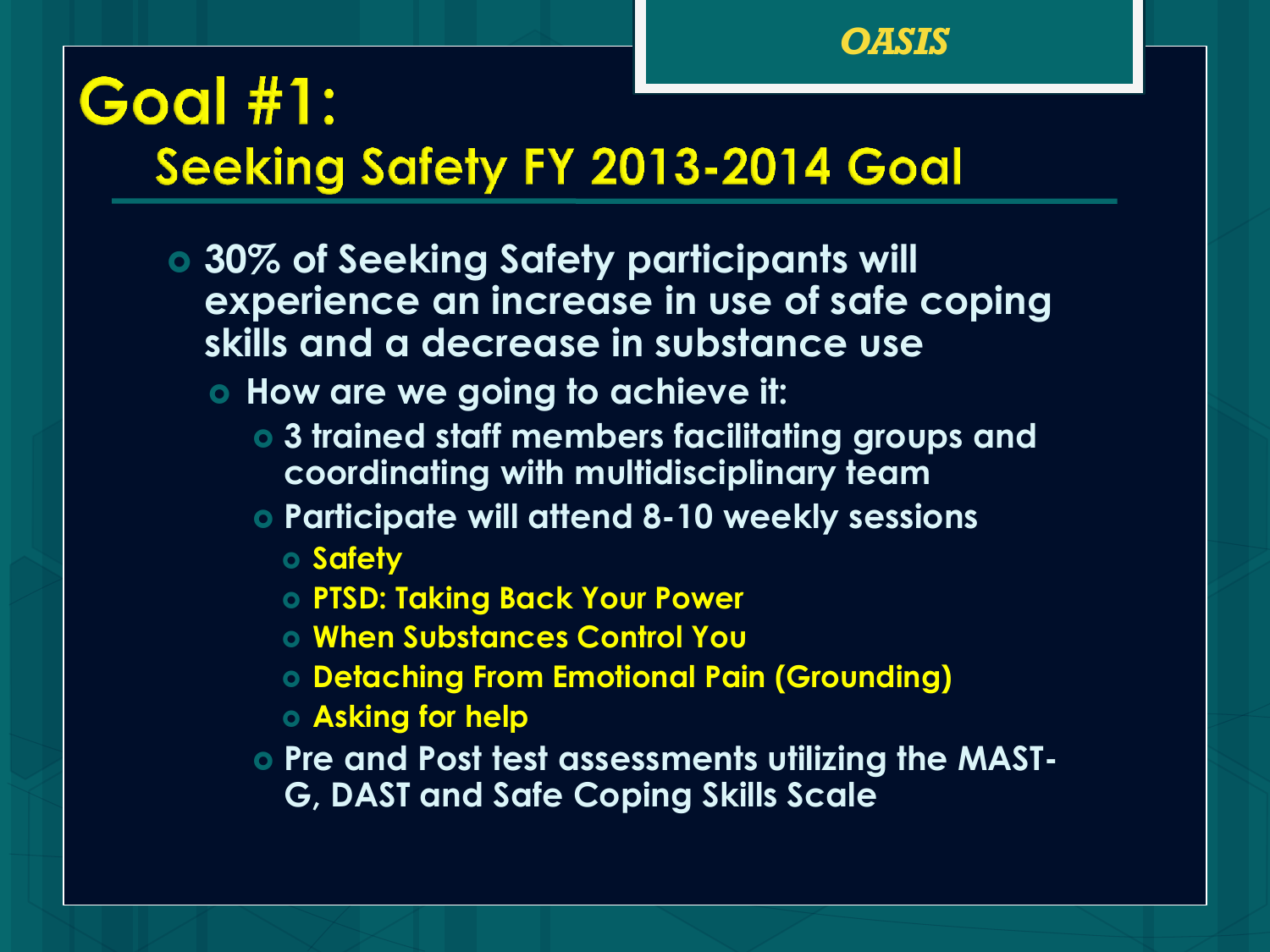OASIS

# Goal #1:

## Seeking Safety FY 2013-2014 Goal

- 30% of Seeking Safety participants will experience an increase in use of safe coping skills and a decrease in substance use
  - How are we going to achieve it:
    - 3 trained staff members facilitating groups and coordinating with multidisciplinary team
    - Participate will attend 8-10 weekly sessions
      - Safety
      - PTSD: Taking Back Your Power
      - When Substances Control You
      - Detaching From Emotional Pain (Grounding)
      - Asking for help
    - Pre and Post test assessments utilizing the MAST-G, DAST and Safe Coping Skills Scale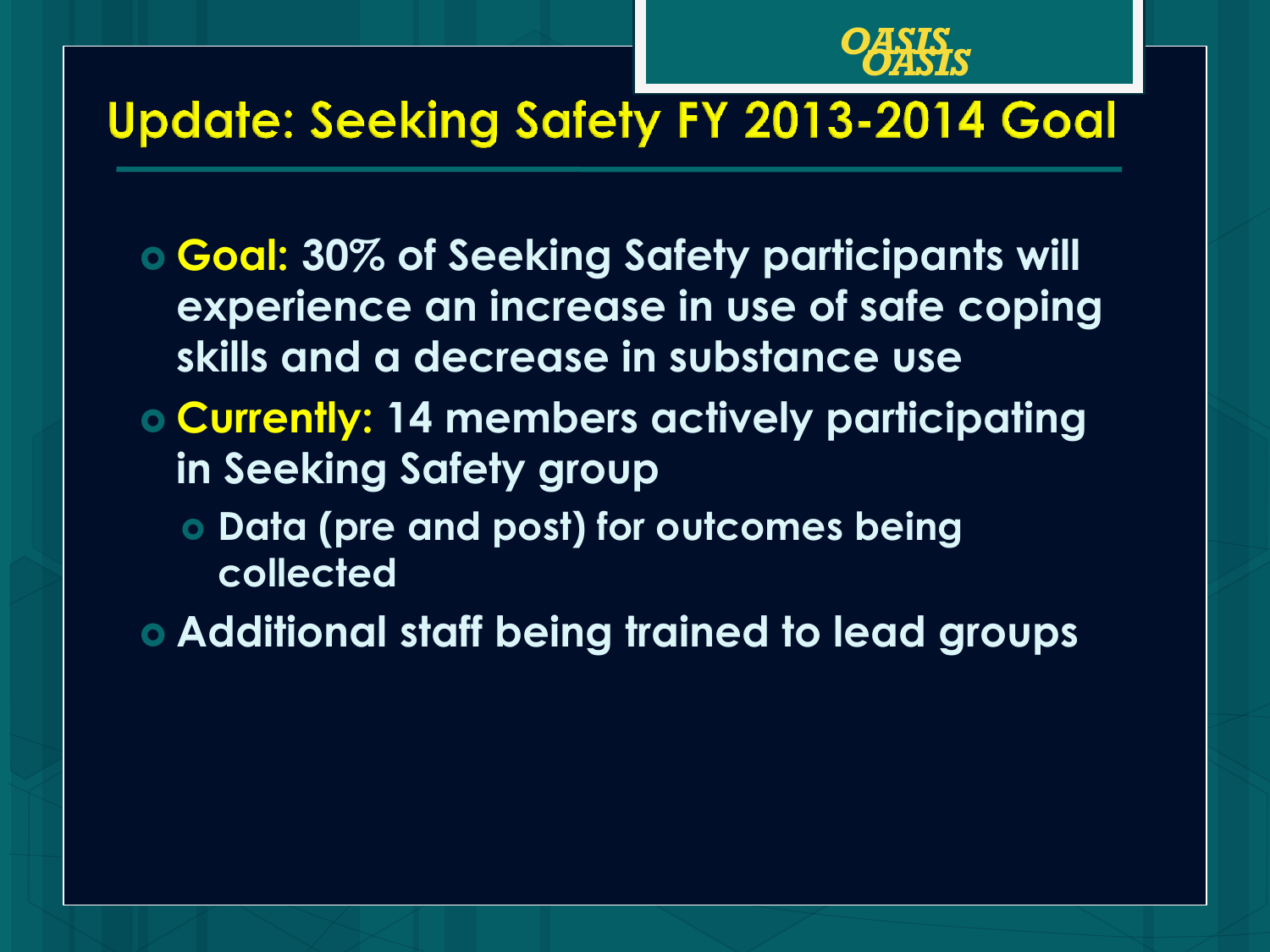# Update: Seeking Safety FY 2013-2014 Goal

- **Goal:** 30% of Seeking Safety participants will experience an increase in use of safe coping skills and a decrease in substance use
- **Currently:** 14 members actively participating in Seeking Safety group
  - Data (pre and post) for outcomes being collected
- Additional staff being trained to lead groups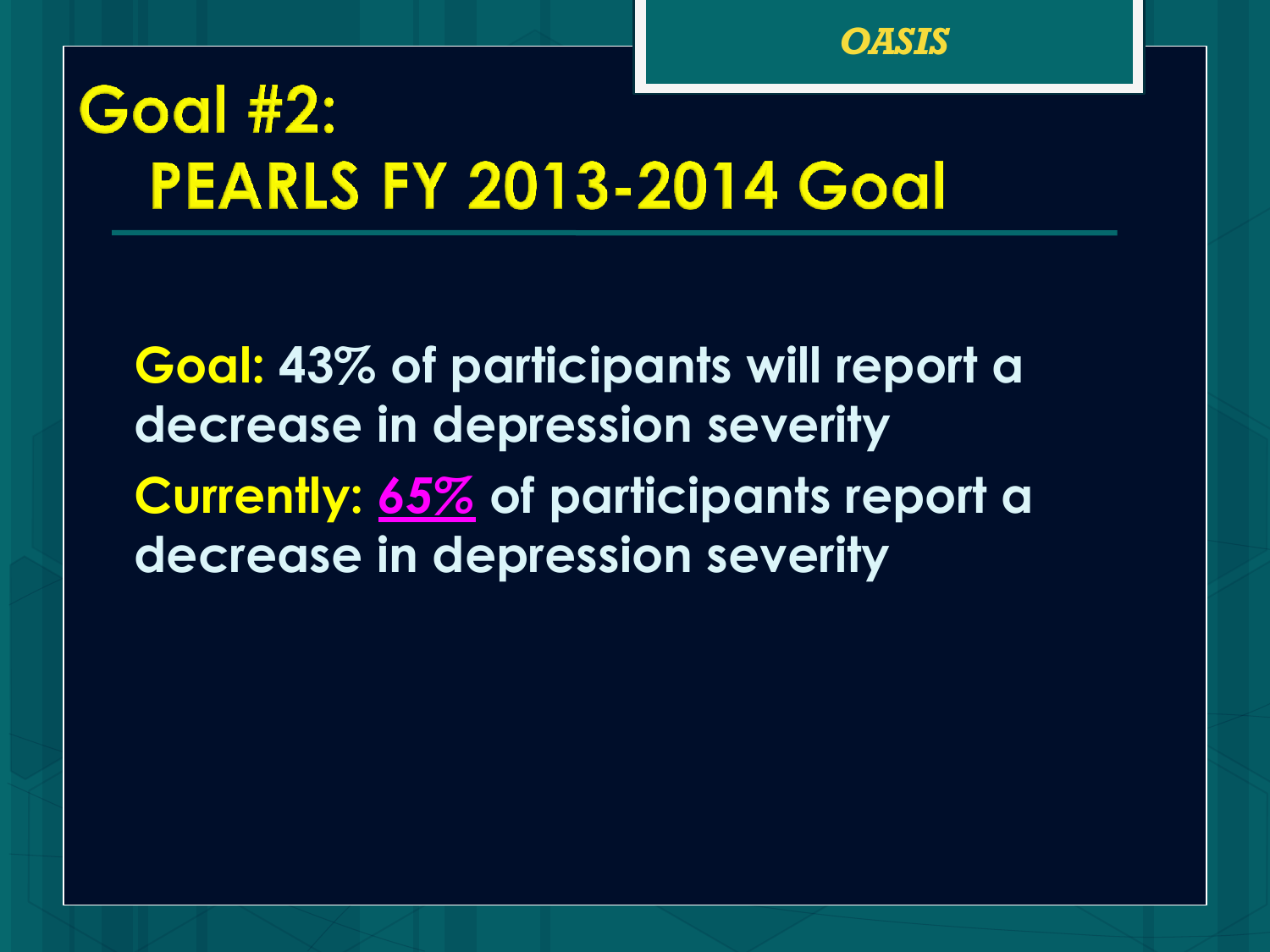# Goal #2: PEARLS FY 2013-2014 Goal

**Goal:** 43% of participants will report a decrease in depression severity

**Currently:** ***65%*** of participants report a decrease in depression severity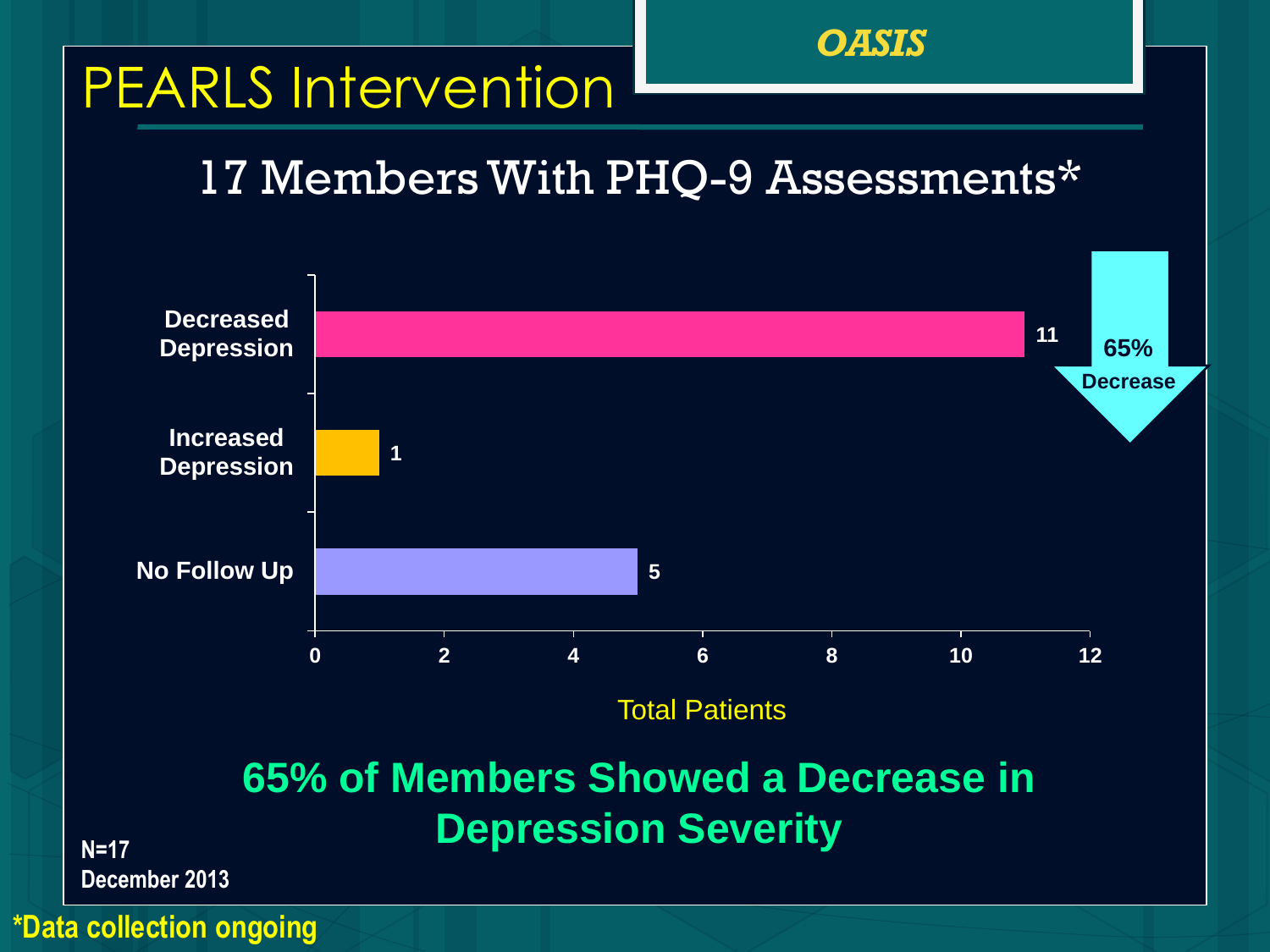*OASIS*

# PEARLS Intervention

## 17 Members With PHQ-9 Assessments*

| Category | Total Patients |
|---|---|
| Decreased Depression | 11 |
| Increased Depression | 1 |
| No Follow Up | 5 |

Total Patients

**65% Decrease**

**65% of Members Showed a Decrease in Depression Severity**

**N=17**
**December 2013**

***Data collection ongoing**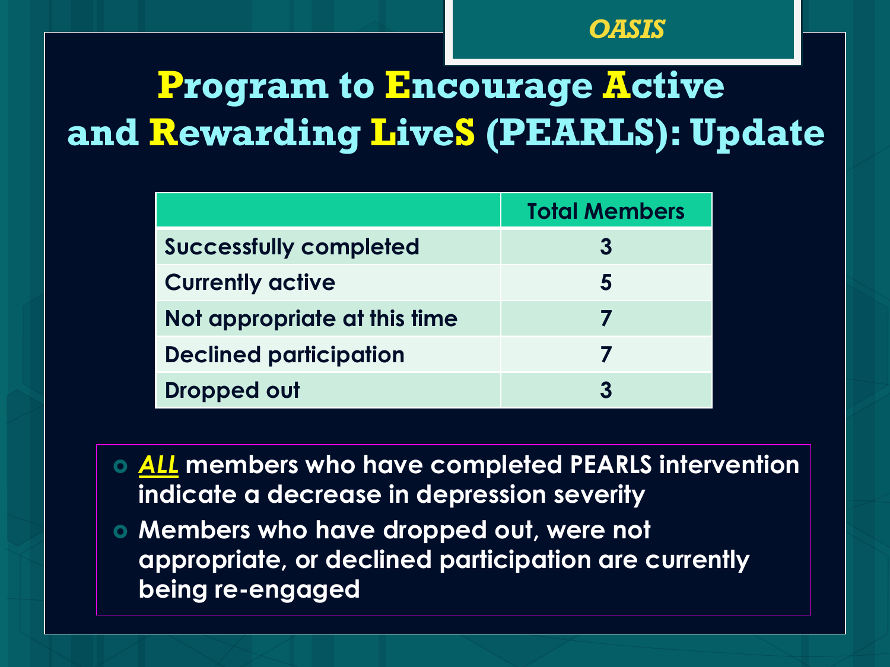OASIS

# Program to Encourage Active and Rewarding LiveS (PEARLS): Update

| | Total Members |
|---|---|
| Successfully completed | 3 |
| Currently active | 5 |
| Not appropriate at this time | 7 |
| Declined participation | 7 |
| Dropped out | 3 |

- ***ALL*** **members who have completed PEARLS intervention indicate a decrease in depression severity**
- **Members who have dropped out, were not appropriate, or declined participation are currently being re-engaged**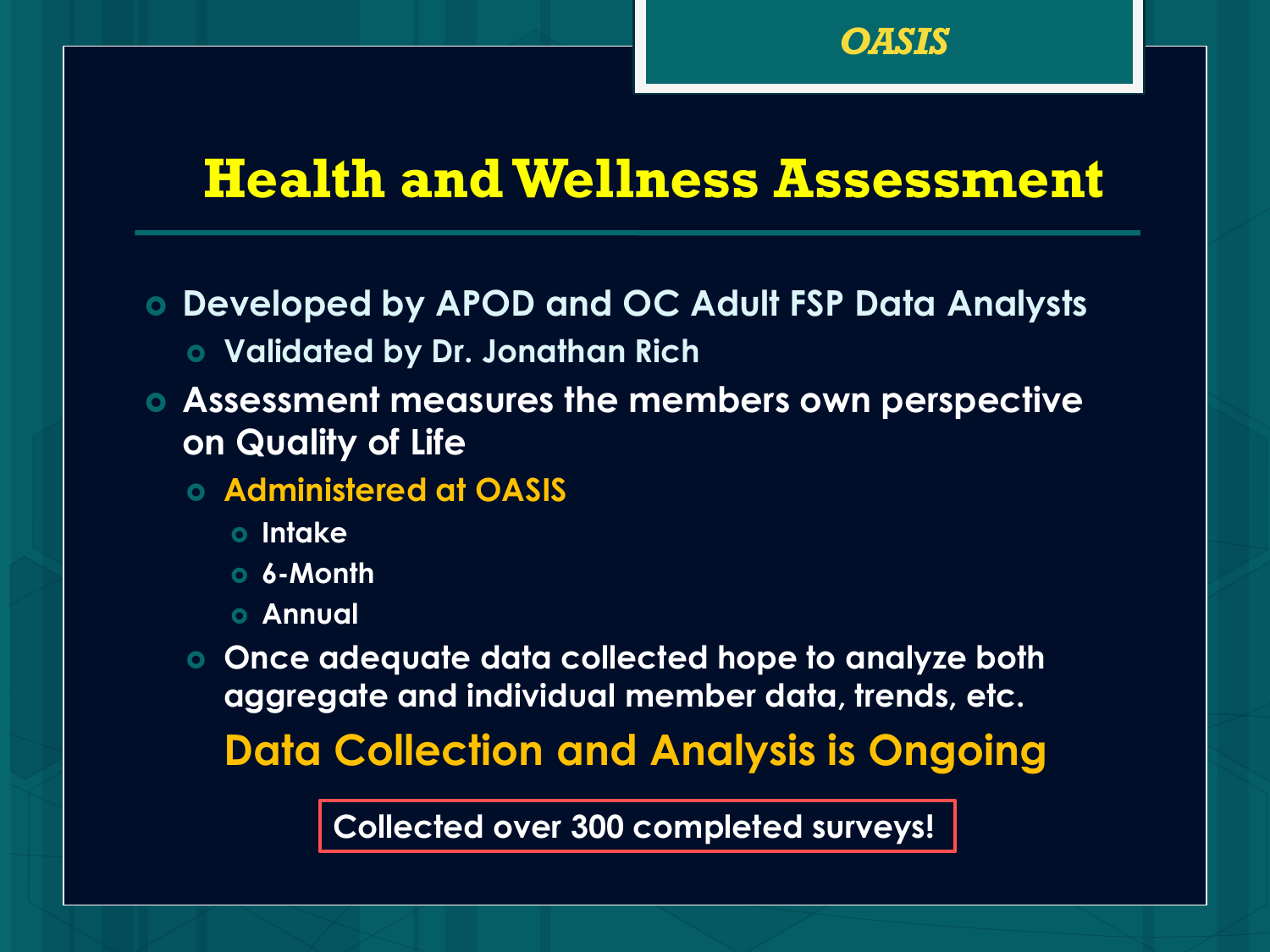OASIS

# Health and Wellness Assessment

- Developed by APOD and OC Adult FSP Data Analysts
  - Validated by Dr. Jonathan Rich
- Assessment measures the members own perspective on Quality of Life
  - Administered at OASIS
    - Intake
    - 6-Month
    - Annual
  - Once adequate data collected hope to analyze both aggregate and individual member data, trends, etc.

**Data Collection and Analysis is Ongoing**

**Collected over 300 completed surveys!**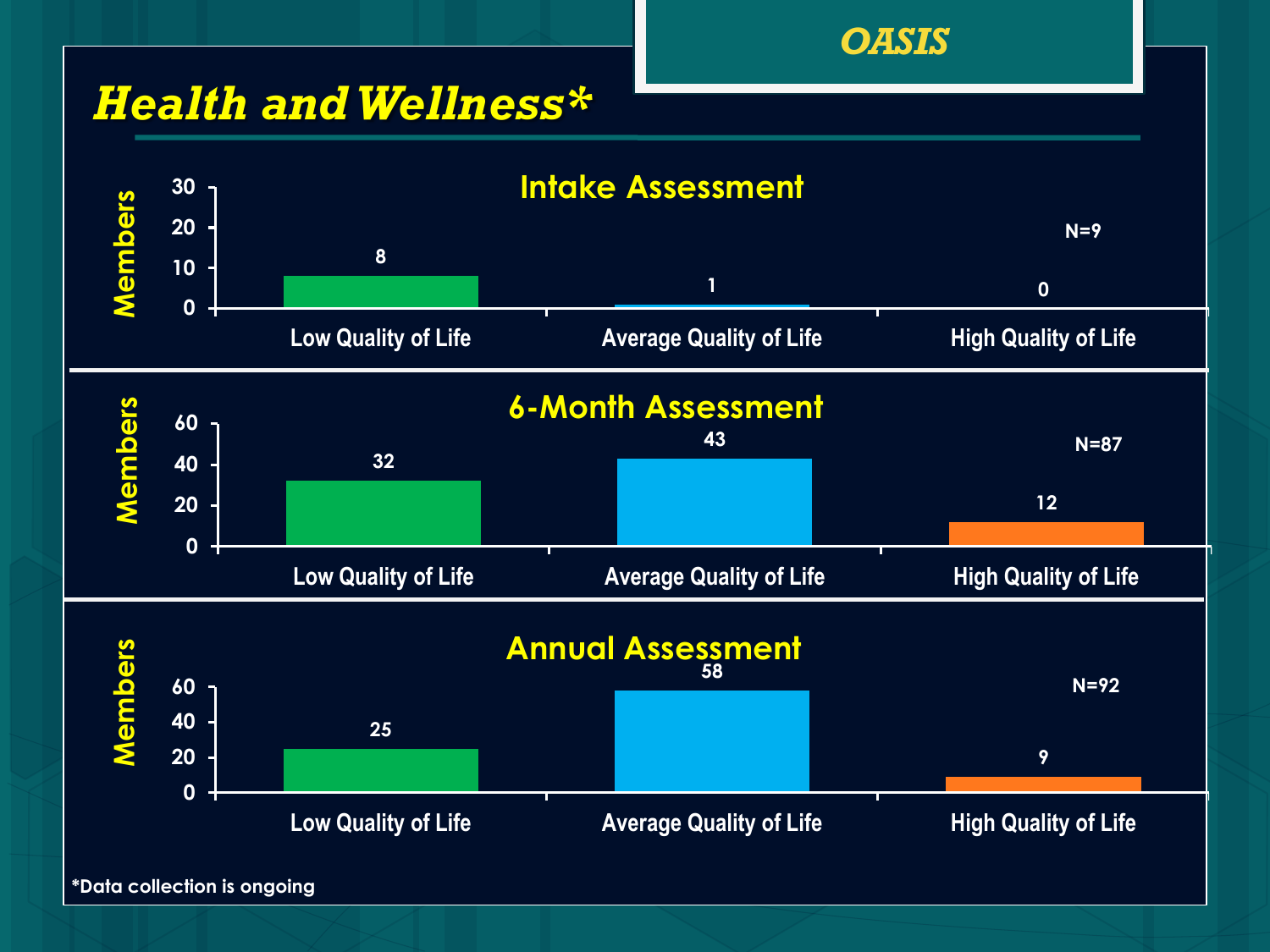OASIS

# Health and Wellness*

### Intake Assessment

N=9

| | Members |
|---|---|
| Low Quality of Life | 8 |
| Average Quality of Life | 1 |
| High Quality of Life | 0 |

### 6-Month Assessment

N=87

| | Members |
|---|---|
| Low Quality of Life | 32 |
| Average Quality of Life | 43 |
| High Quality of Life | 12 |

### Annual Assessment

N=92

| | Members |
|---|---|
| Low Quality of Life | 25 |
| Average Quality of Life | 58 |
| High Quality of Life | 9 |

*Data collection is ongoing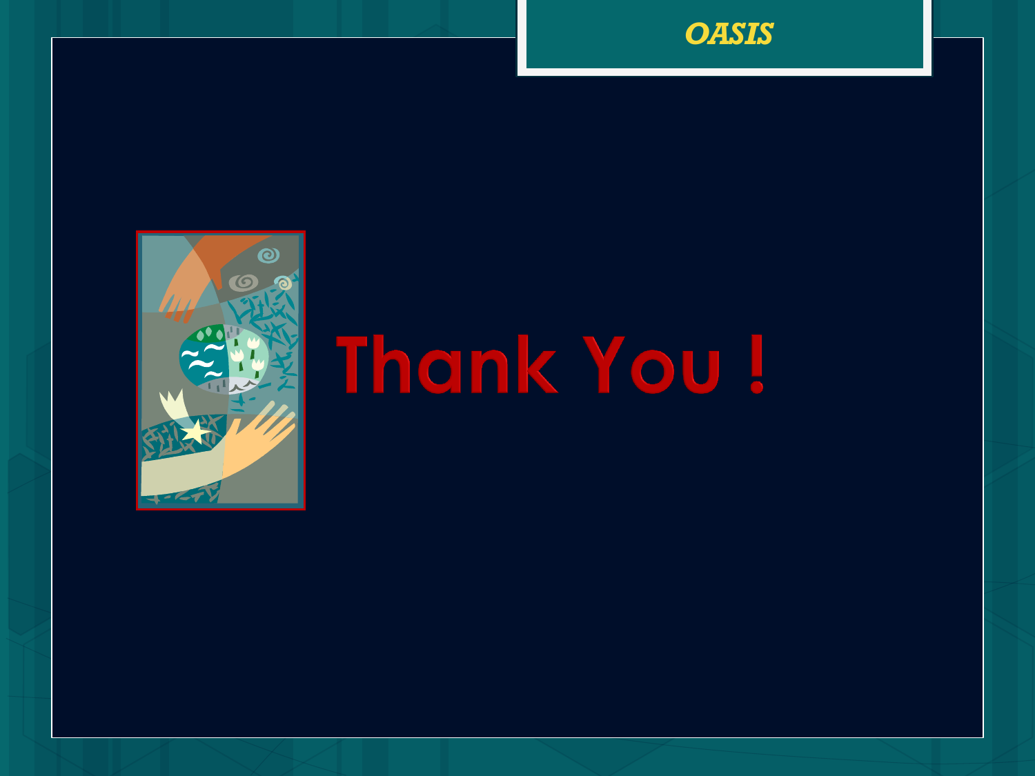# Thank You !